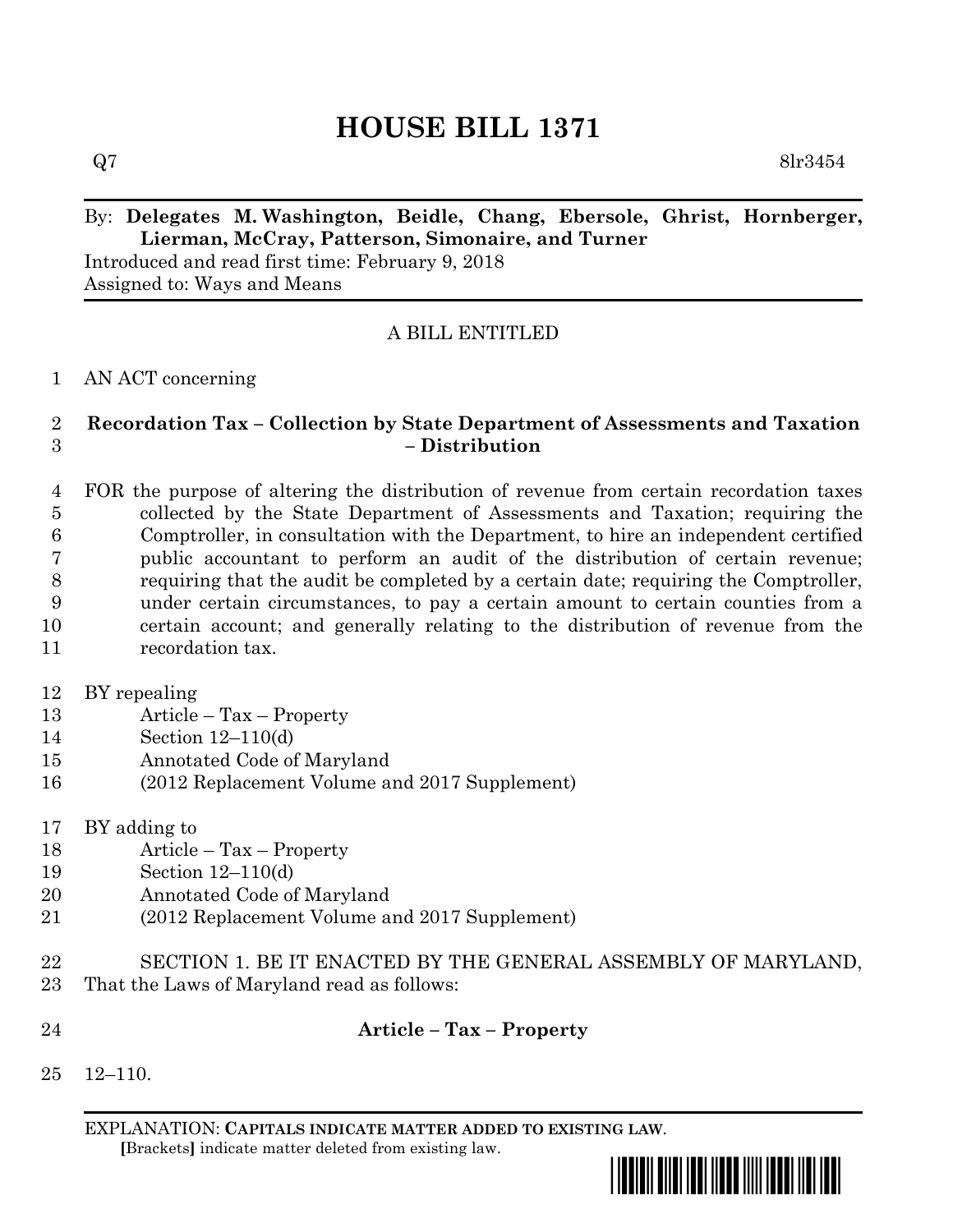# HOUSE BILL 1371

Q7 8lr3454

By: **Delegates M. Washington, Beidle, Chang, Ebersole, Ghrist, Hornberger, Lierman, McCray, Patterson, Simonaire, and Turner**

Introduced and read first time: February 9, 2018

Assigned to: Ways and Means

A BILL ENTITLED

AN ACT concerning

**Recordation Tax – Collection by State Department of Assessments and Taxation – Distribution**

FOR the purpose of altering the distribution of revenue from certain recordation taxes collected by the State Department of Assessments and Taxation; requiring the Comptroller, in consultation with the Department, to hire an independent certified public accountant to perform an audit of the distribution of certain revenue; requiring that the audit be completed by a certain date; requiring the Comptroller, under certain circumstances, to pay a certain amount to certain counties from a certain account; and generally relating to the distribution of revenue from the recordation tax.

BY repealing

Article – Tax – Property
Section 12–110(d)
Annotated Code of Maryland
(2012 Replacement Volume and 2017 Supplement)

BY adding to

Article – Tax – Property
Section 12–110(d)
Annotated Code of Maryland
(2012 Replacement Volume and 2017 Supplement)

SECTION 1. BE IT ENACTED BY THE GENERAL ASSEMBLY OF MARYLAND, That the Laws of Maryland read as follows:

**Article – Tax – Property**

12–110.

EXPLANATION: **CAPITALS INDICATE MATTER ADDED TO EXISTING LAW.**
**[**Brackets**]** indicate matter deleted from existing law.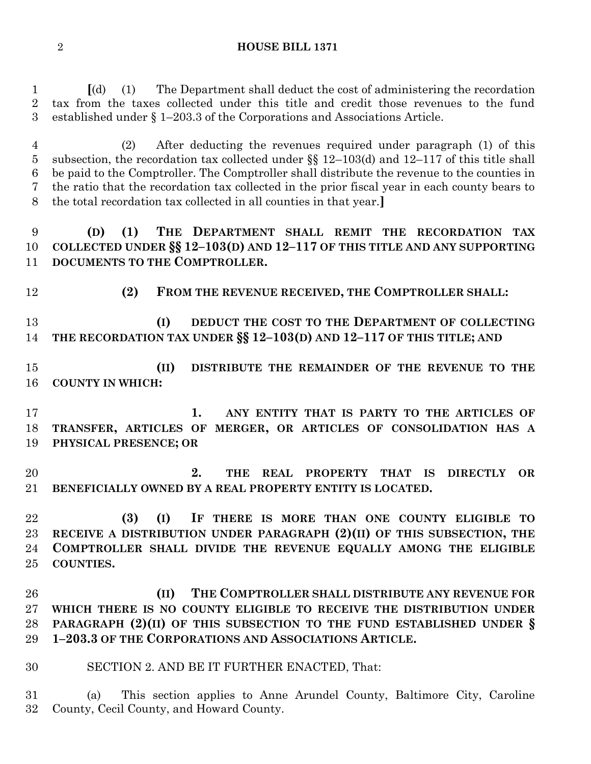**[**(d) (1) The Department shall deduct the cost of administering the recordation tax from the taxes collected under this title and credit those revenues to the fund established under § 1–203.3 of the Corporations and Associations Article.

(2) After deducting the revenues required under paragraph (1) of this subsection, the recordation tax collected under §§ 12–103(d) and 12–117 of this title shall be paid to the Comptroller. The Comptroller shall distribute the revenue to the counties in the ratio that the recordation tax collected in the prior fiscal year in each county bears to the total recordation tax collected in all counties in that year.**]**

**(D) (1) THE DEPARTMENT SHALL REMIT THE RECORDATION TAX COLLECTED UNDER §§ 12–103(D) AND 12–117 OF THIS TITLE AND ANY SUPPORTING DOCUMENTS TO THE COMPTROLLER.**

**(2) FROM THE REVENUE RECEIVED, THE COMPTROLLER SHALL:**

**(I) DEDUCT THE COST TO THE DEPARTMENT OF COLLECTING THE RECORDATION TAX UNDER §§ 12–103(D) AND 12–117 OF THIS TITLE; AND**

**(II) DISTRIBUTE THE REMAINDER OF THE REVENUE TO THE COUNTY IN WHICH:**

**1. ANY ENTITY THAT IS PARTY TO THE ARTICLES OF TRANSFER, ARTICLES OF MERGER, OR ARTICLES OF CONSOLIDATION HAS A PHYSICAL PRESENCE; OR**

**2. THE REAL PROPERTY THAT IS DIRECTLY OR BENEFICIALLY OWNED BY A REAL PROPERTY ENTITY IS LOCATED.**

**(3) (I) IF THERE IS MORE THAN ONE COUNTY ELIGIBLE TO RECEIVE A DISTRIBUTION UNDER PARAGRAPH (2)(II) OF THIS SUBSECTION, THE COMPTROLLER SHALL DIVIDE THE REVENUE EQUALLY AMONG THE ELIGIBLE COUNTIES.**

**(II) THE COMPTROLLER SHALL DISTRIBUTE ANY REVENUE FOR WHICH THERE IS NO COUNTY ELIGIBLE TO RECEIVE THE DISTRIBUTION UNDER PARAGRAPH (2)(II) OF THIS SUBSECTION TO THE FUND ESTABLISHED UNDER § 1–203.3 OF THE CORPORATIONS AND ASSOCIATIONS ARTICLE.**

SECTION 2. AND BE IT FURTHER ENACTED, That:

(a) This section applies to Anne Arundel County, Baltimore City, Caroline County, Cecil County, and Howard County.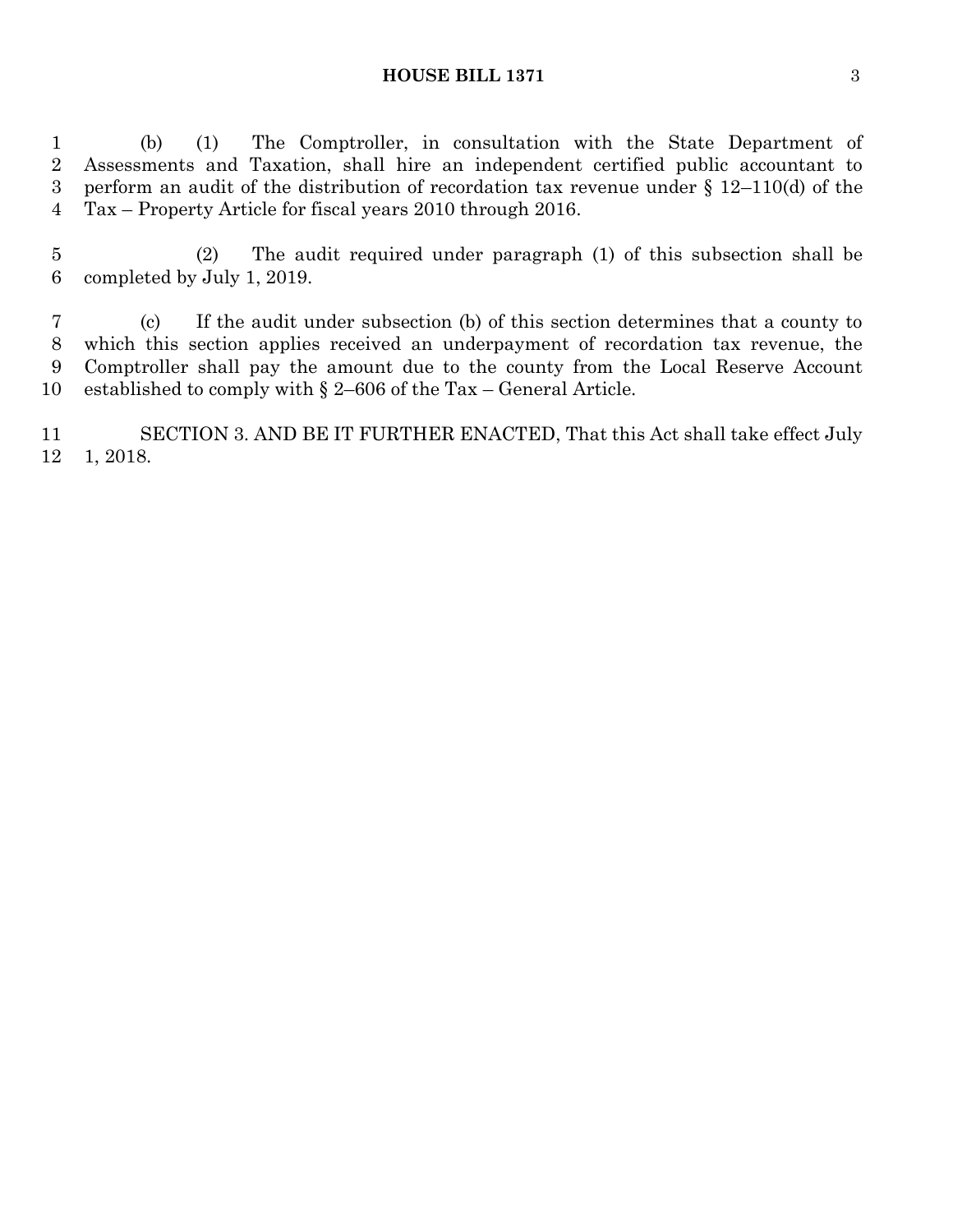(b) (1) The Comptroller, in consultation with the State Department of Assessments and Taxation, shall hire an independent certified public accountant to perform an audit of the distribution of recordation tax revenue under § 12–110(d) of the Tax – Property Article for fiscal years 2010 through 2016.

(2) The audit required under paragraph (1) of this subsection shall be completed by July 1, 2019.

(c) If the audit under subsection (b) of this section determines that a county to which this section applies received an underpayment of recordation tax revenue, the Comptroller shall pay the amount due to the county from the Local Reserve Account established to comply with § 2–606 of the Tax – General Article.

SECTION 3. AND BE IT FURTHER ENACTED, That this Act shall take effect July 1, 2018.